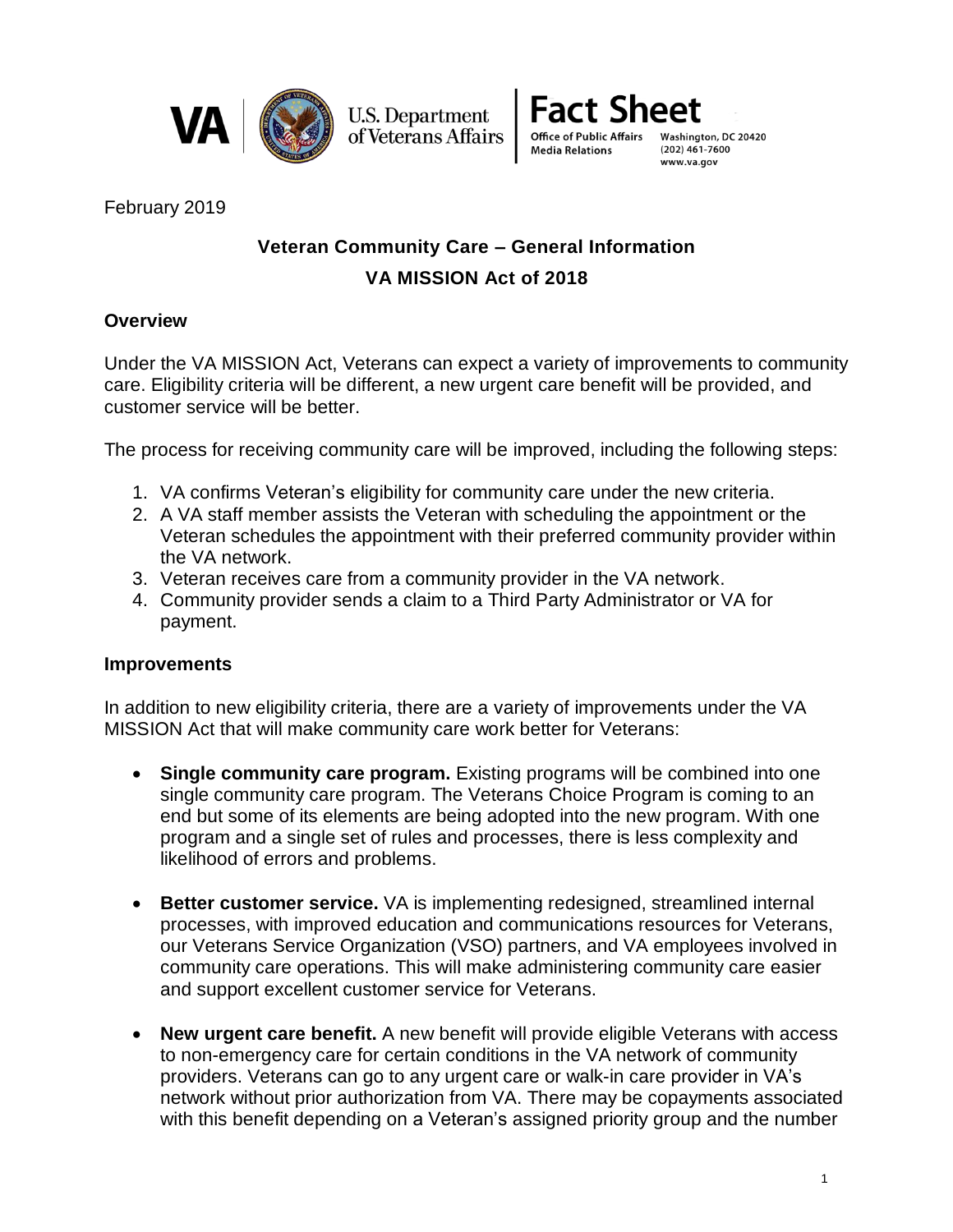VA | U.S. Department of Veterans Affairs

**Fact Sheet**

Office of Public Affairs
Media Relations

Washington, DC 20420
(202) 461-7600
www.va.gov

February 2019

## Veteran Community Care – General Information

## VA MISSION Act of 2018

### Overview

Under the VA MISSION Act, Veterans can expect a variety of improvements to community care. Eligibility criteria will be different, a new urgent care benefit will be provided, and customer service will be better.

The process for receiving community care will be improved, including the following steps:

1. VA confirms Veteran's eligibility for community care under the new criteria.
2. A VA staff member assists the Veteran with scheduling the appointment or the Veteran schedules the appointment with their preferred community provider within the VA network.
3. Veteran receives care from a community provider in the VA network.
4. Community provider sends a claim to a Third Party Administrator or VA for payment.

### Improvements

In addition to new eligibility criteria, there are a variety of improvements under the VA MISSION Act that will make community care work better for Veterans:

- **Single community care program.** Existing programs will be combined into one single community care program. The Veterans Choice Program is coming to an end but some of its elements are being adopted into the new program. With one program and a single set of rules and processes, there is less complexity and likelihood of errors and problems.

- **Better customer service.** VA is implementing redesigned, streamlined internal processes, with improved education and communications resources for Veterans, our Veterans Service Organization (VSO) partners, and VA employees involved in community care operations. This will make administering community care easier and support excellent customer service for Veterans.

- **New urgent care benefit.** A new benefit will provide eligible Veterans with access to non-emergency care for certain conditions in the VA network of community providers. Veterans can go to any urgent care or walk-in care provider in VA's network without prior authorization from VA. There may be copayments associated with this benefit depending on a Veteran's assigned priority group and the number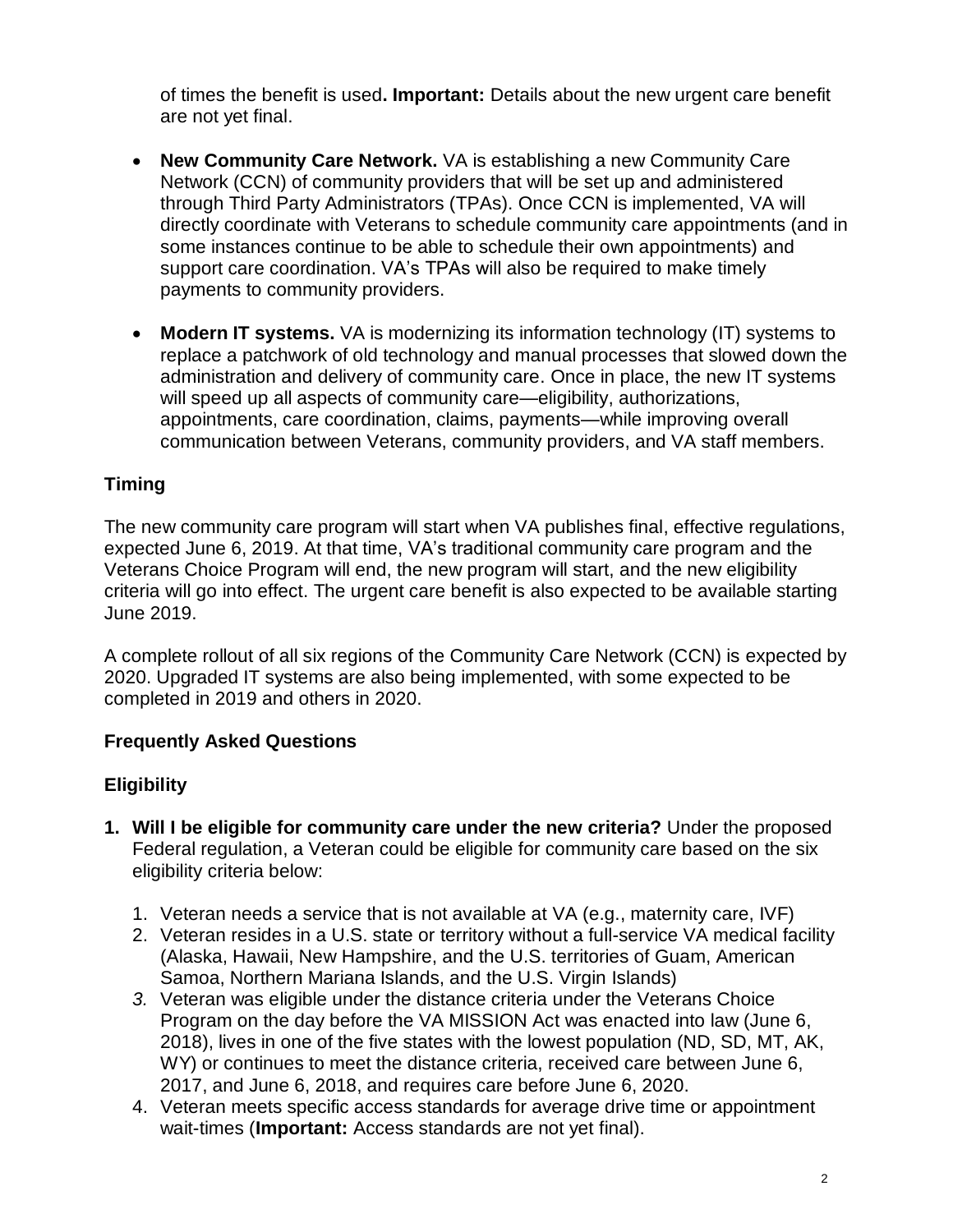of times the benefit is used**. Important:** Details about the new urgent care benefit are not yet final.

- **New Community Care Network.** VA is establishing a new Community Care Network (CCN) of community providers that will be set up and administered through Third Party Administrators (TPAs). Once CCN is implemented, VA will directly coordinate with Veterans to schedule community care appointments (and in some instances continue to be able to schedule their own appointments) and support care coordination. VA's TPAs will also be required to make timely payments to community providers.

- **Modern IT systems.** VA is modernizing its information technology (IT) systems to replace a patchwork of old technology and manual processes that slowed down the administration and delivery of community care. Once in place, the new IT systems will speed up all aspects of community care—eligibility, authorizations, appointments, care coordination, claims, payments—while improving overall communication between Veterans, community providers, and VA staff members.

## Timing

The new community care program will start when VA publishes final, effective regulations, expected June 6, 2019. At that time, VA's traditional community care program and the Veterans Choice Program will end, the new program will start, and the new eligibility criteria will go into effect. The urgent care benefit is also expected to be available starting June 2019.

A complete rollout of all six regions of the Community Care Network (CCN) is expected by 2020. Upgraded IT systems are also being implemented, with some expected to be completed in 2019 and others in 2020.

## Frequently Asked Questions

### Eligibility

1. **Will I be eligible for community care under the new criteria?** Under the proposed Federal regulation, a Veteran could be eligible for community care based on the six eligibility criteria below:

    1. Veteran needs a service that is not available at VA (e.g., maternity care, IVF)
    2. Veteran resides in a U.S. state or territory without a full-service VA medical facility (Alaska, Hawaii, New Hampshire, and the U.S. territories of Guam, American Samoa, Northern Mariana Islands, and the U.S. Virgin Islands)
    3. Veteran was eligible under the distance criteria under the Veterans Choice Program on the day before the VA MISSION Act was enacted into law (June 6, 2018), lives in one of the five states with the lowest population (ND, SD, MT, AK, WY) or continues to meet the distance criteria, received care between June 6, 2017, and June 6, 2018, and requires care before June 6, 2020.
    4. Veteran meets specific access standards for average drive time or appointment wait-times (**Important:** Access standards are not yet final).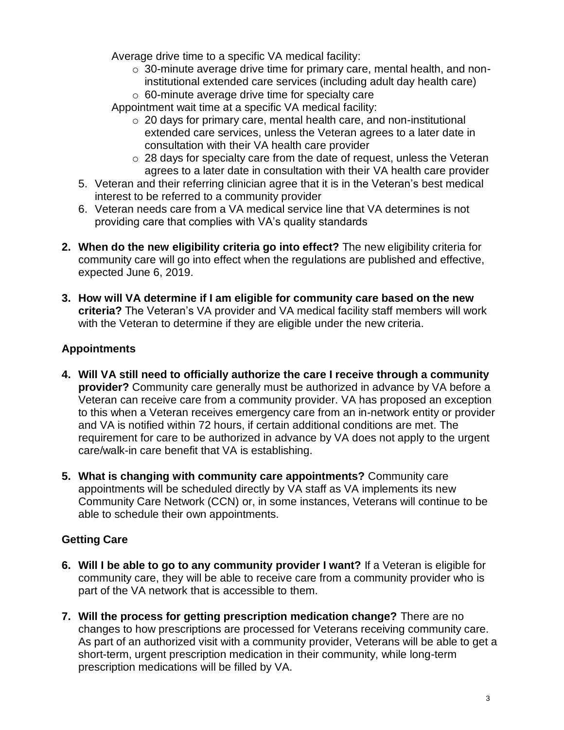Average drive time to a specific VA medical facility:

- 30-minute average drive time for primary care, mental health, and non-institutional extended care services (including adult day health care)
- 60-minute average drive time for specialty care

Appointment wait time at a specific VA medical facility:

- 20 days for primary care, mental health care, and non-institutional extended care services, unless the Veteran agrees to a later date in consultation with their VA health care provider
- 28 days for specialty care from the date of request, unless the Veteran agrees to a later date in consultation with their VA health care provider

5. Veteran and their referring clinician agree that it is in the Veteran's best medical interest to be referred to a community provider
6. Veteran needs care from a VA medical service line that VA determines is not providing care that complies with VA's quality standards

**2. When do the new eligibility criteria go into effect?** The new eligibility criteria for community care will go into effect when the regulations are published and effective, expected June 6, 2019.

**3. How will VA determine if I am eligible for community care based on the new criteria?** The Veteran's VA provider and VA medical facility staff members will work with the Veteran to determine if they are eligible under the new criteria.

## Appointments

**4. Will VA still need to officially authorize the care I receive through a community provider?** Community care generally must be authorized in advance by VA before a Veteran can receive care from a community provider. VA has proposed an exception to this when a Veteran receives emergency care from an in-network entity or provider and VA is notified within 72 hours, if certain additional conditions are met. The requirement for care to be authorized in advance by VA does not apply to the urgent care/walk-in care benefit that VA is establishing.

**5. What is changing with community care appointments?** Community care appointments will be scheduled directly by VA staff as VA implements its new Community Care Network (CCN) or, in some instances, Veterans will continue to be able to schedule their own appointments.

## Getting Care

**6. Will I be able to go to any community provider I want?** If a Veteran is eligible for community care, they will be able to receive care from a community provider who is part of the VA network that is accessible to them.

**7. Will the process for getting prescription medication change?** There are no changes to how prescriptions are processed for Veterans receiving community care. As part of an authorized visit with a community provider, Veterans will be able to get a short-term, urgent prescription medication in their community, while long-term prescription medications will be filled by VA.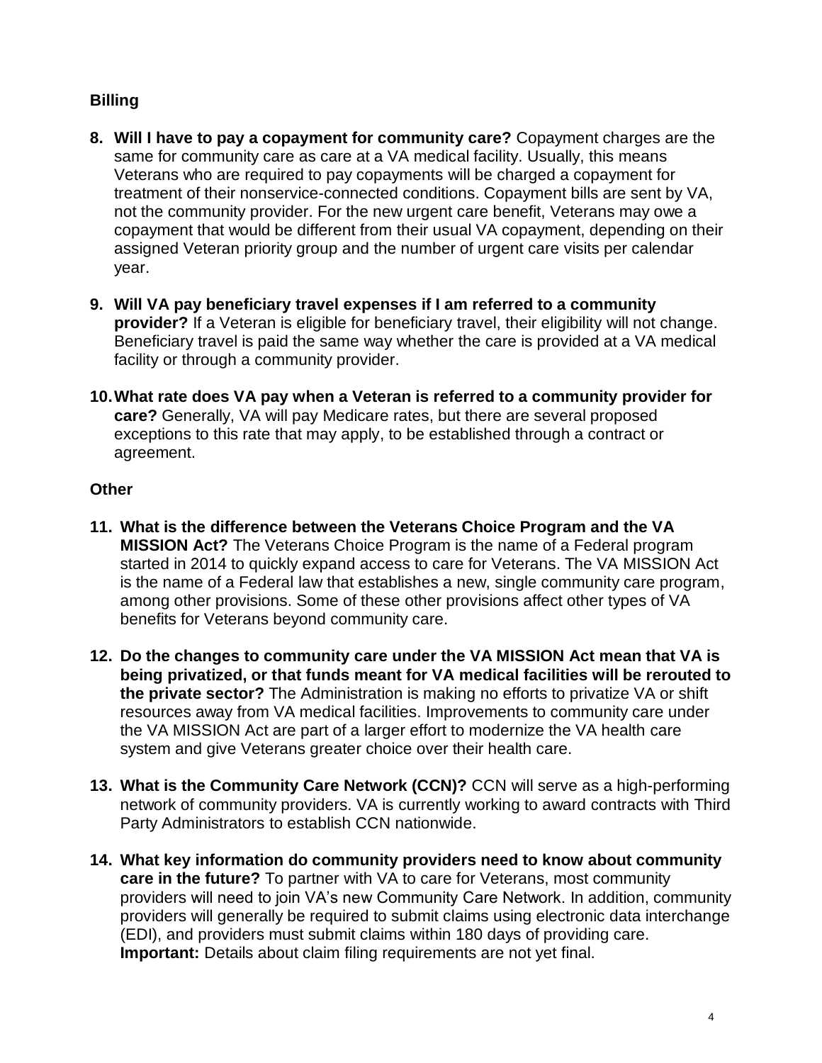## Billing

8. **Will I have to pay a copayment for community care?** Copayment charges are the same for community care as care at a VA medical facility. Usually, this means Veterans who are required to pay copayments will be charged a copayment for treatment of their nonservice-connected conditions. Copayment bills are sent by VA, not the community provider. For the new urgent care benefit, Veterans may owe a copayment that would be different from their usual VA copayment, depending on their assigned Veteran priority group and the number of urgent care visits per calendar year.

9. **Will VA pay beneficiary travel expenses if I am referred to a community provider?** If a Veteran is eligible for beneficiary travel, their eligibility will not change. Beneficiary travel is paid the same way whether the care is provided at a VA medical facility or through a community provider.

10. **What rate does VA pay when a Veteran is referred to a community provider for care?** Generally, VA will pay Medicare rates, but there are several proposed exceptions to this rate that may apply, to be established through a contract or agreement.

## Other

11. **What is the difference between the Veterans Choice Program and the VA MISSION Act?** The Veterans Choice Program is the name of a Federal program started in 2014 to quickly expand access to care for Veterans. The VA MISSION Act is the name of a Federal law that establishes a new, single community care program, among other provisions. Some of these other provisions affect other types of VA benefits for Veterans beyond community care.

12. **Do the changes to community care under the VA MISSION Act mean that VA is being privatized, or that funds meant for VA medical facilities will be rerouted to the private sector?** The Administration is making no efforts to privatize VA or shift resources away from VA medical facilities. Improvements to community care under the VA MISSION Act are part of a larger effort to modernize the VA health care system and give Veterans greater choice over their health care.

13. **What is the Community Care Network (CCN)?** CCN will serve as a high-performing network of community providers. VA is currently working to award contracts with Third Party Administrators to establish CCN nationwide.

14. **What key information do community providers need to know about community care in the future?** To partner with VA to care for Veterans, most community providers will need to join VA's new Community Care Network. In addition, community providers will generally be required to submit claims using electronic data interchange (EDI), and providers must submit claims within 180 days of providing care. **Important:** Details about claim filing requirements are not yet final.